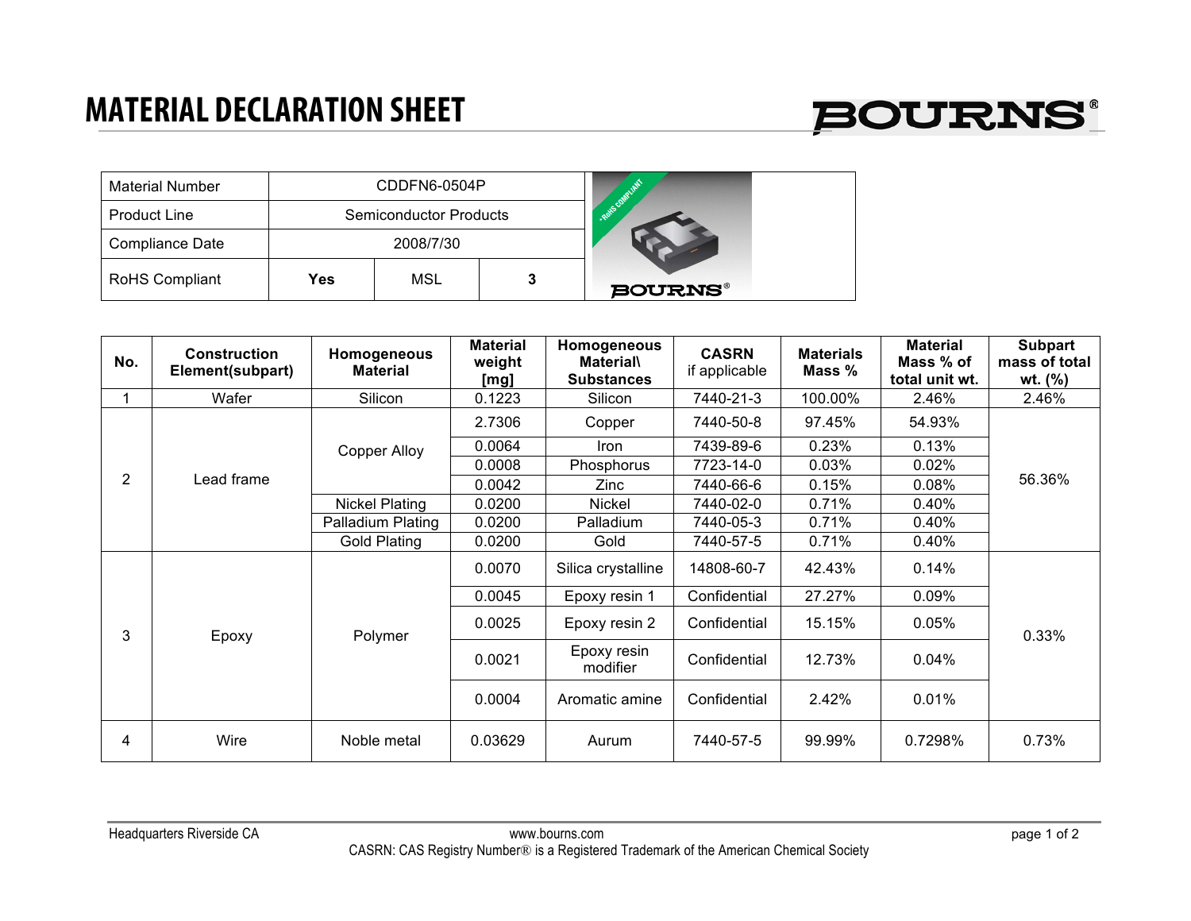# MATERIAL DECLARATION SHEET

| Material Number | CDDFN6-0504P | | |
|---|---|---|---|
| Product Line | Semiconductor Products | | |
| Compliance Date | 2008/7/30 | | |
| RoHS Compliant | **Yes** | MSL | **3** |

| No. | Construction Element(subpart) | Homogeneous Material | Material weight [mg] | Homogeneous Material\ Substances | CASRN if applicable | Materials Mass % | Material Mass % of total unit wt. | Subpart mass of total wt. (%) |
|---|---|---|---|---|---|---|---|---|
| 1 | Wafer | Silicon | 0.1223 | Silicon | 7440-21-3 | 100.00% | 2.46% | 2.46% |
| 2 | Lead frame | Copper Alloy | 2.7306 | Copper | 7440-50-8 | 97.45% | 54.93% | 56.36% |
| | | | 0.0064 | Iron | 7439-89-6 | 0.23% | 0.13% | |
| | | | 0.0008 | Phosphorus | 7723-14-0 | 0.03% | 0.02% | |
| | | | 0.0042 | Zinc | 7440-66-6 | 0.15% | 0.08% | |
| | | Nickel Plating | 0.0200 | Nickel | 7440-02-0 | 0.71% | 0.40% | |
| | | Palladium Plating | 0.0200 | Palladium | 7440-05-3 | 0.71% | 0.40% | |
| | | Gold Plating | 0.0200 | Gold | 7440-57-5 | 0.71% | 0.40% | |
| 3 | Epoxy | Polymer | 0.0070 | Silica crystalline | 14808-60-7 | 42.43% | 0.14% | 0.33% |
| | | | 0.0045 | Epoxy resin 1 | Confidential | 27.27% | 0.09% | |
| | | | 0.0025 | Epoxy resin 2 | Confidential | 15.15% | 0.05% | |
| | | | 0.0021 | Epoxy resin modifier | Confidential | 12.73% | 0.04% | |
| | | | 0.0004 | Aromatic amine | Confidential | 2.42% | 0.01% | |
| 4 | Wire | Noble metal | 0.03629 | Aurum | 7440-57-5 | 99.99% | 0.7298% | 0.73% |

Headquarters Riverside CA www.bourns.com

CASRN: CAS Registry Number® is a Registered Trademark of the American Chemical Society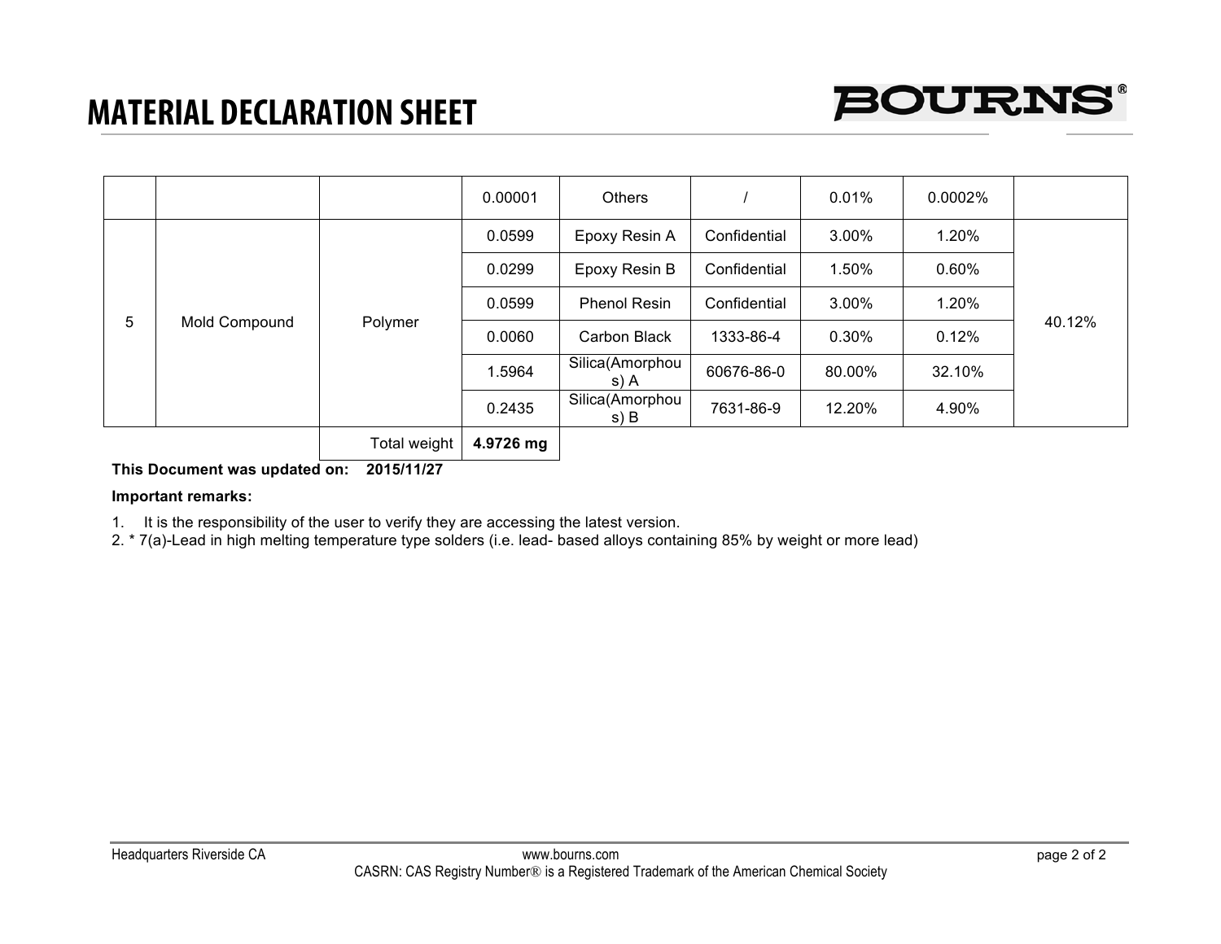# MATERIAL DECLARATION SHEET

| | | | | | | | | |
|---|---|---|---|---|---|---|---|---|
| | | | 0.00001 | Others | / | 0.01% | 0.0002% | |
| 5 | Mold Compound | Polymer | 0.0599 | Epoxy Resin A | Confidential | 3.00% | 1.20% | 40.12% |
| | | | 0.0299 | Epoxy Resin B | Confidential | 1.50% | 0.60% | |
| | | | 0.0599 | Phenol Resin | Confidential | 3.00% | 1.20% | |
| | | | 0.0060 | Carbon Black | 1333-86-4 | 0.30% | 0.12% | |
| | | | 1.5964 | Silica(Amorphous) A | 60676-86-0 | 80.00% | 32.10% | |
| | | | 0.2435 | Silica(Amorphous) B | 7631-86-9 | 12.20% | 4.90% | |
| | | Total weight | **4.9726 mg** | | | | | |

**This Document was updated on: 2015/11/27**

**Important remarks:**

1. It is the responsibility of the user to verify they are accessing the latest version.
2. * 7(a)-Lead in high melting temperature type solders (i.e. lead- based alloys containing 85% by weight or more lead)

CASRN: CAS Registry Number® is a Registered Trademark of the American Chemical Society